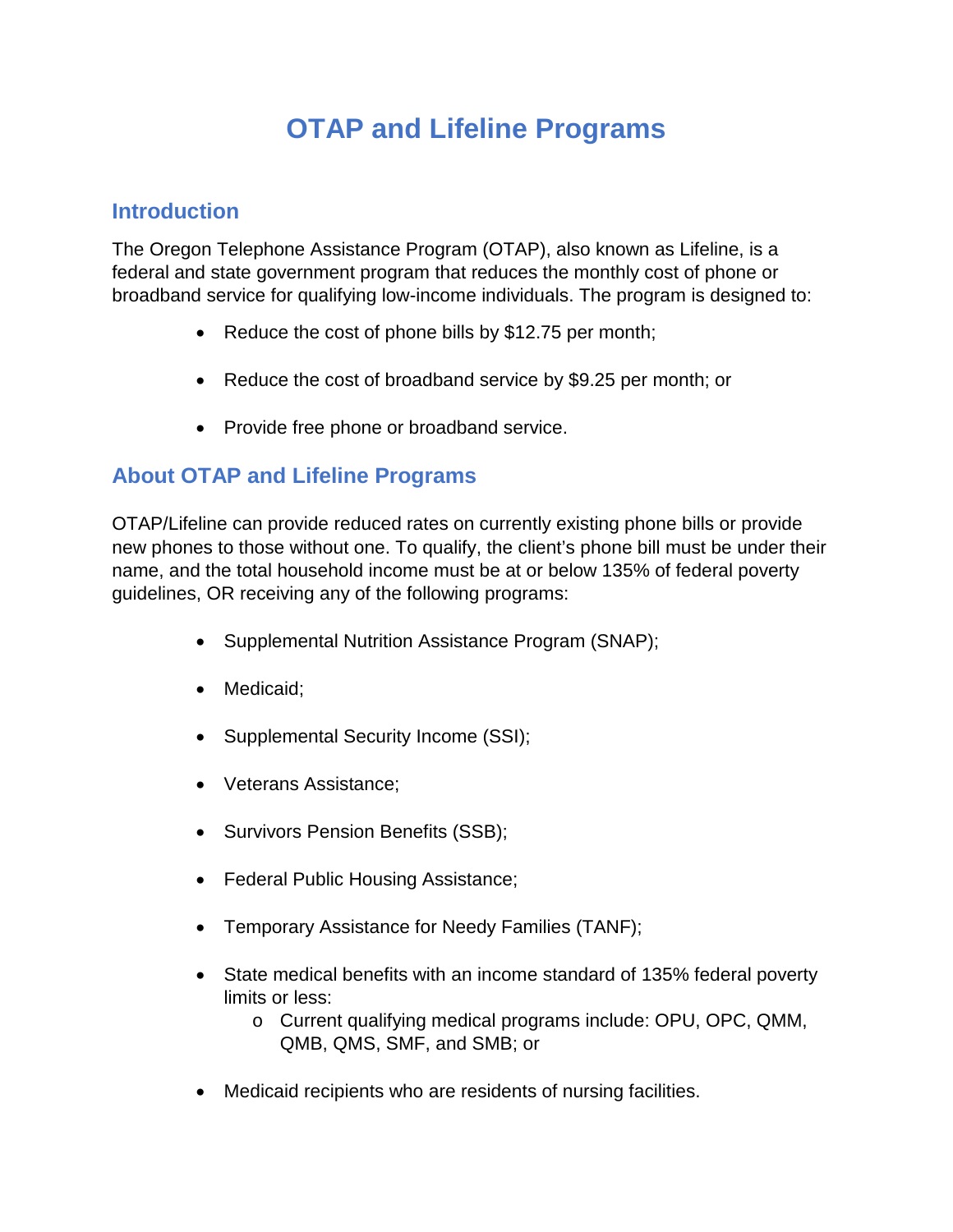# OTAP and Lifeline Programs

## Introduction

The Oregon Telephone Assistance Program (OTAP), also known as Lifeline, is a federal and state government program that reduces the monthly cost of phone or broadband service for qualifying low-income individuals. The program is designed to:

- Reduce the cost of phone bills by $12.75 per month;
- Reduce the cost of broadband service by $9.25 per month; or
- Provide free phone or broadband service.

## About OTAP and Lifeline Programs

OTAP/Lifeline can provide reduced rates on currently existing phone bills or provide new phones to those without one. To qualify, the client's phone bill must be under their name, and the total household income must be at or below 135% of federal poverty guidelines, OR receiving any of the following programs:

- Supplemental Nutrition Assistance Program (SNAP);
- Medicaid;
- Supplemental Security Income (SSI);
- Veterans Assistance;
- Survivors Pension Benefits (SSB);
- Federal Public Housing Assistance;
- Temporary Assistance for Needy Families (TANF);
- State medical benefits with an income standard of 135% federal poverty limits or less:
  - Current qualifying medical programs include: OPU, OPC, QMM, QMB, QMS, SMF, and SMB; or
- Medicaid recipients who are residents of nursing facilities.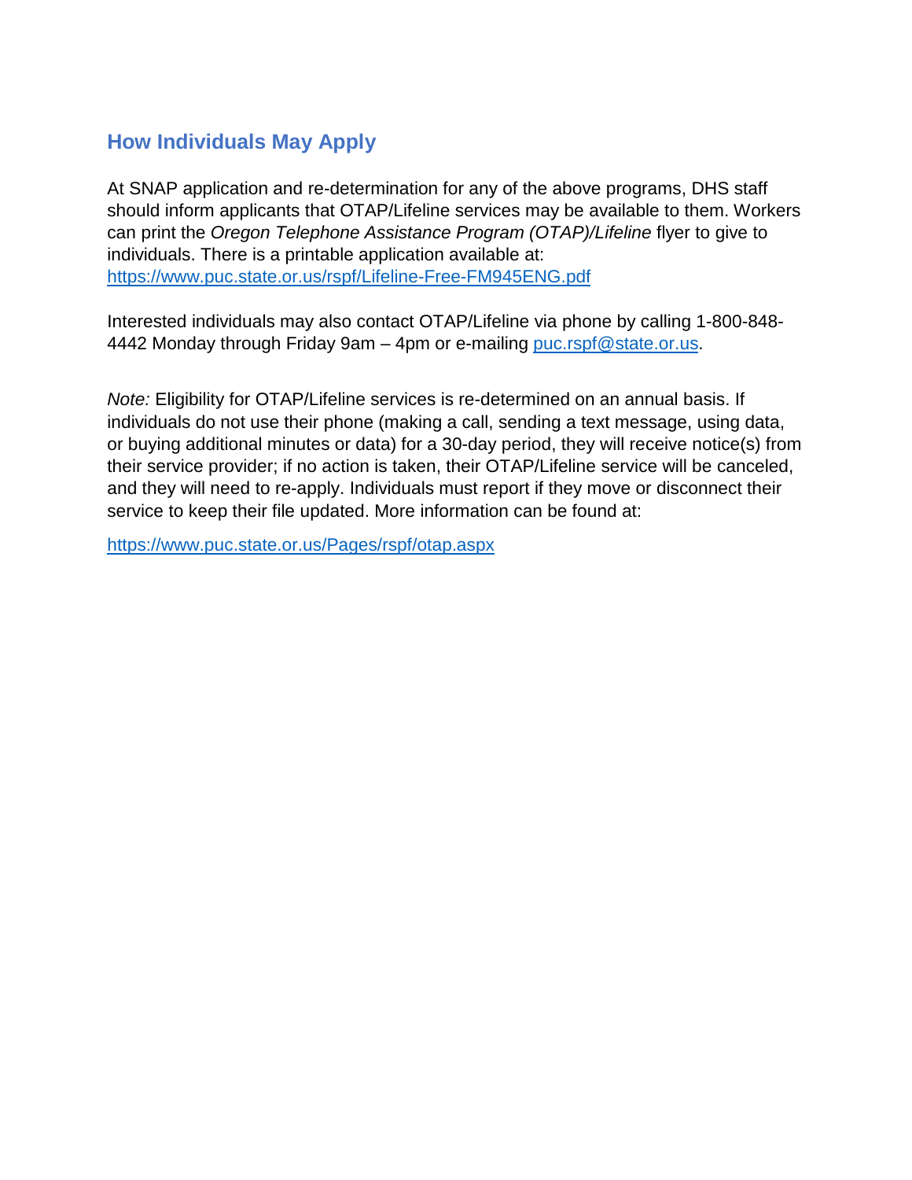## How Individuals May Apply

At SNAP application and re-determination for any of the above programs, DHS staff should inform applicants that OTAP/Lifeline services may be available to them. Workers can print the *Oregon Telephone Assistance Program (OTAP)/Lifeline* flyer to give to individuals. There is a printable application available at: [https://www.puc.state.or.us/rspf/Lifeline-Free-FM945ENG.pdf](https://www.puc.state.or.us/rspf/Lifeline-Free-FM945ENG.pdf)

Interested individuals may also contact OTAP/Lifeline via phone by calling 1-800-848-4442 Monday through Friday 9am – 4pm or e-mailing [puc.rspf@state.or.us](mailto:puc.rspf@state.or.us).

*Note:* Eligibility for OTAP/Lifeline services is re-determined on an annual basis. If individuals do not use their phone (making a call, sending a text message, using data, or buying additional minutes or data) for a 30-day period, they will receive notice(s) from their service provider; if no action is taken, their OTAP/Lifeline service will be canceled, and they will need to re-apply. Individuals must report if they move or disconnect their service to keep their file updated. More information can be found at:

[https://www.puc.state.or.us/Pages/rspf/otap.aspx](https://www.puc.state.or.us/Pages/rspf/otap.aspx)